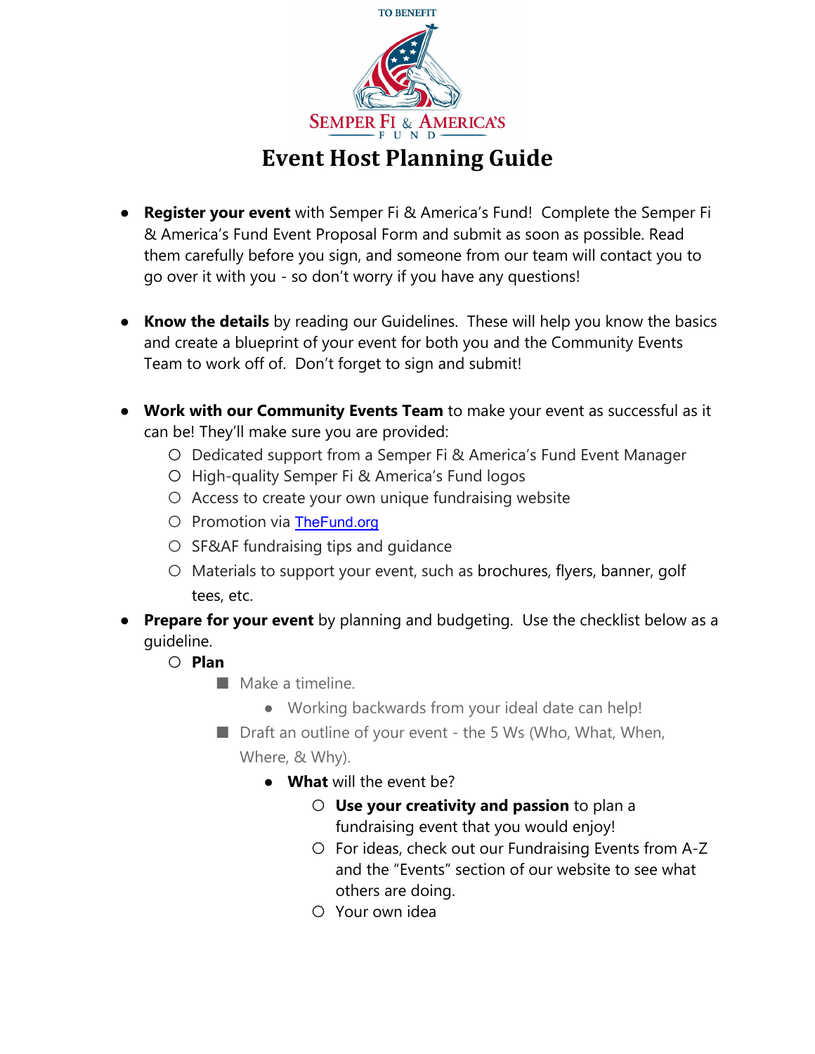TO BENEFIT

SEMPER FI & AMERICA'S FUND

# Event Host Planning Guide

- **Register your event** with Semper Fi & America's Fund! Complete the Semper Fi & America's Fund Event Proposal Form and submit as soon as possible. Read them carefully before you sign, and someone from our team will contact you to go over it with you - so don't worry if you have any questions!

- **Know the details** by reading our Guidelines. These will help you know the basics and create a blueprint of your event for both you and the Community Events Team to work off of. Don't forget to sign and submit!

- **Work with our Community Events Team** to make your event as successful as it can be! They'll make sure you are provided:
  - Dedicated support from a Semper Fi & America's Fund Event Manager
  - High-quality Semper Fi & America's Fund logos
  - Access to create your own unique fundraising website
  - Promotion via [TheFund.org](https://TheFund.org)
  - SF&AF fundraising tips and guidance
  - Materials to support your event, such as brochures, flyers, banner, golf tees, etc.
- **Prepare for your event** by planning and budgeting. Use the checklist below as a guideline.
  - **Plan**
    - Make a timeline.
      - Working backwards from your ideal date can help!
    - Draft an outline of your event - the 5 Ws (Who, What, When, Where, & Why).
      - **What** will the event be?
        - **Use your creativity and passion** to plan a fundraising event that you would enjoy!
        - For ideas, check out our Fundraising Events from A-Z and the "Events" section of our website to see what others are doing.
        - Your own idea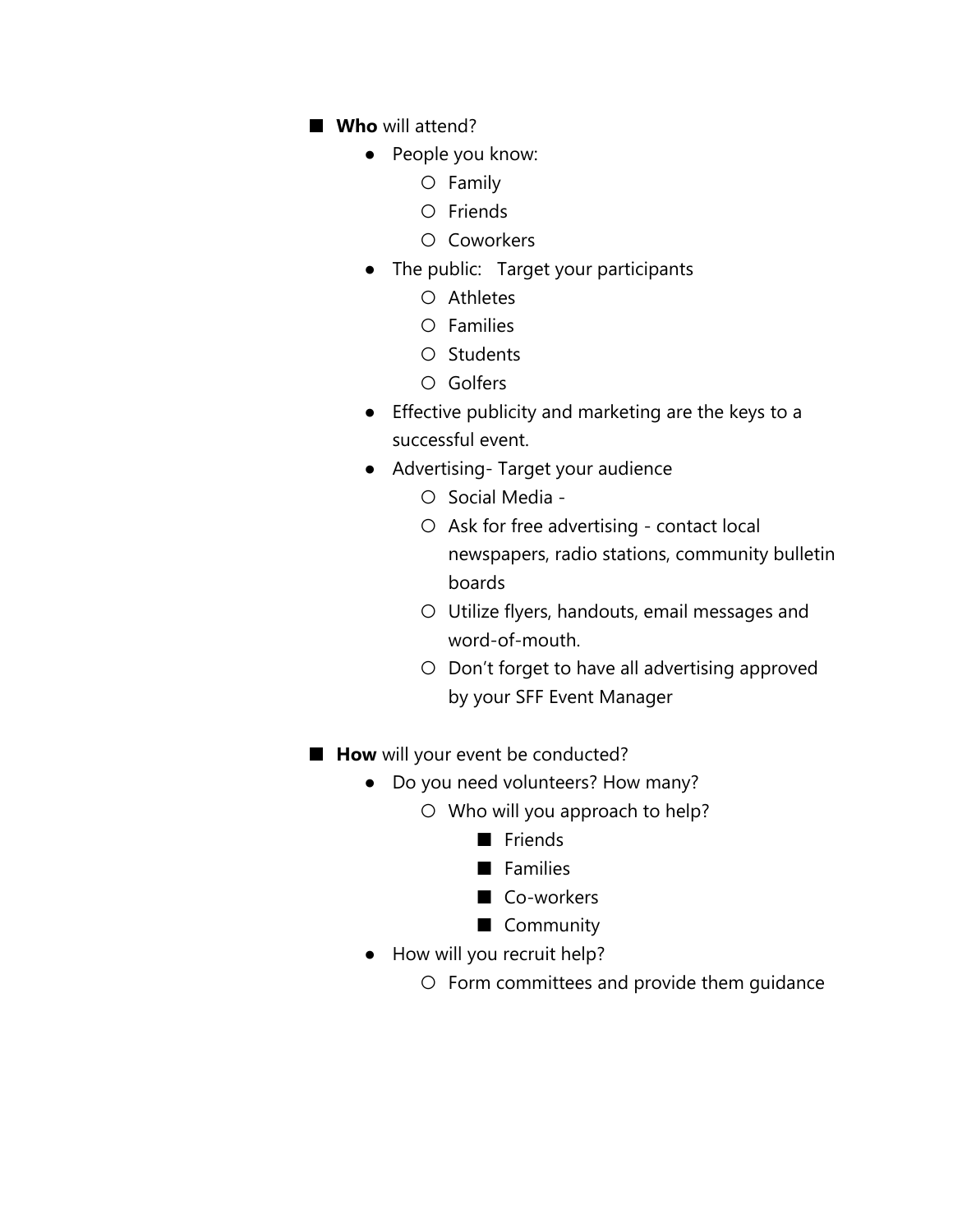- **Who** will attend?
  - People you know:
    - Family
    - Friends
    - Coworkers
  - The public: Target your participants
    - Athletes
    - Families
    - Students
    - Golfers
  - Effective publicity and marketing are the keys to a successful event.
  - Advertising- Target your audience
    - Social Media -
    - Ask for free advertising - contact local newspapers, radio stations, community bulletin boards
    - Utilize flyers, handouts, email messages and word-of-mouth.
    - Don't forget to have all advertising approved by your SFF Event Manager

- **How** will your event be conducted?
  - Do you need volunteers? How many?
    - Who will you approach to help?
      - Friends
      - Families
      - Co-workers
      - Community
  - How will you recruit help?
    - Form committees and provide them guidance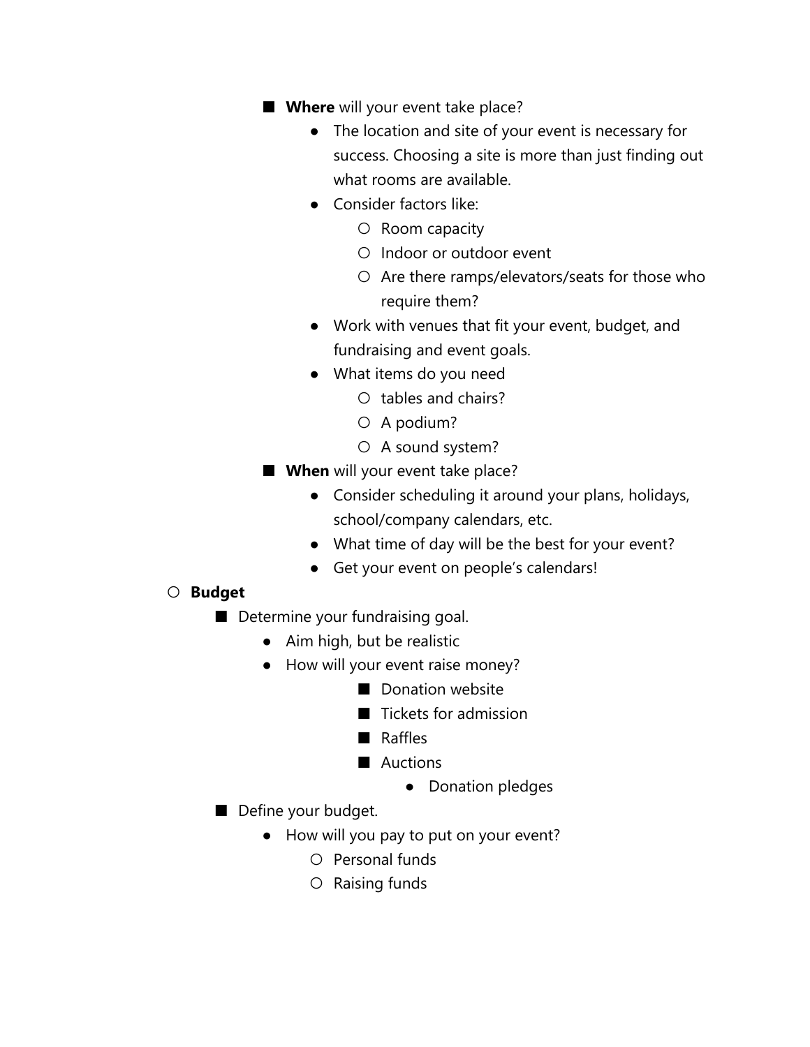- **Where** will your event take place?
  - The location and site of your event is necessary for success. Choosing a site is more than just finding out what rooms are available.
  - Consider factors like:
    - Room capacity
    - Indoor or outdoor event
    - Are there ramps/elevators/seats for those who require them?
  - Work with venues that fit your event, budget, and fundraising and event goals.
  - What items do you need
    - tables and chairs?
    - A podium?
    - A sound system?
- **When** will your event take place?
  - Consider scheduling it around your plans, holidays, school/company calendars, etc.
  - What time of day will be the best for your event?
  - Get your event on people's calendars!

- **Budget**
  - Determine your fundraising goal.
    - Aim high, but be realistic
    - How will your event raise money?
      - Donation website
      - Tickets for admission
      - Raffles
      - Auctions
        - Donation pledges
  - Define your budget.
    - How will you pay to put on your event?
      - Personal funds
      - Raising funds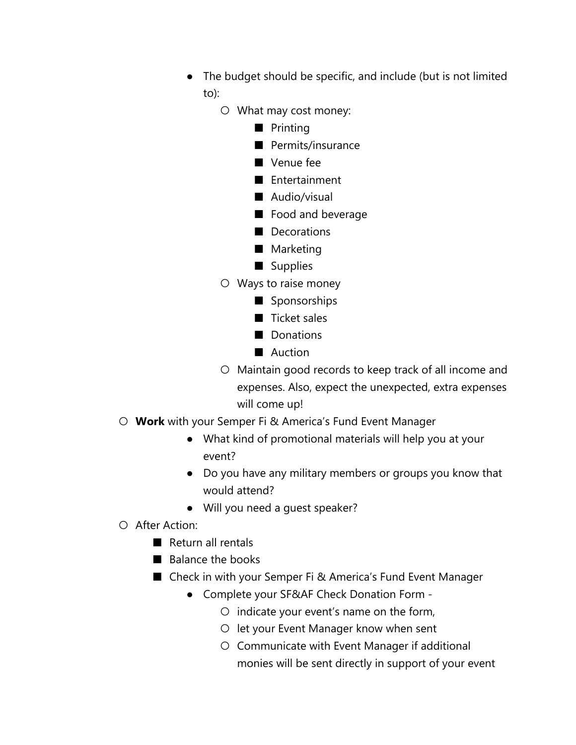- The budget should be specific, and include (but is not limited to):
  - What may cost money:
    - Printing
    - Permits/insurance
    - Venue fee
    - Entertainment
    - Audio/visual
    - Food and beverage
    - Decorations
    - Marketing
    - Supplies
  - Ways to raise money
    - Sponsorships
    - Ticket sales
    - Donations
    - Auction
  - Maintain good records to keep track of all income and expenses. Also, expect the unexpected, extra expenses will come up!

- **Work** with your Semper Fi & America's Fund Event Manager
  - What kind of promotional materials will help you at your event?
  - Do you have any military members or groups you know that would attend?
  - Will you need a guest speaker?
- After Action:
  - Return all rentals
  - Balance the books
  - Check in with your Semper Fi & America's Fund Event Manager
    - Complete your SF&AF Check Donation Form -
      - indicate your event's name on the form,
      - let your Event Manager know when sent
      - Communicate with Event Manager if additional monies will be sent directly in support of your event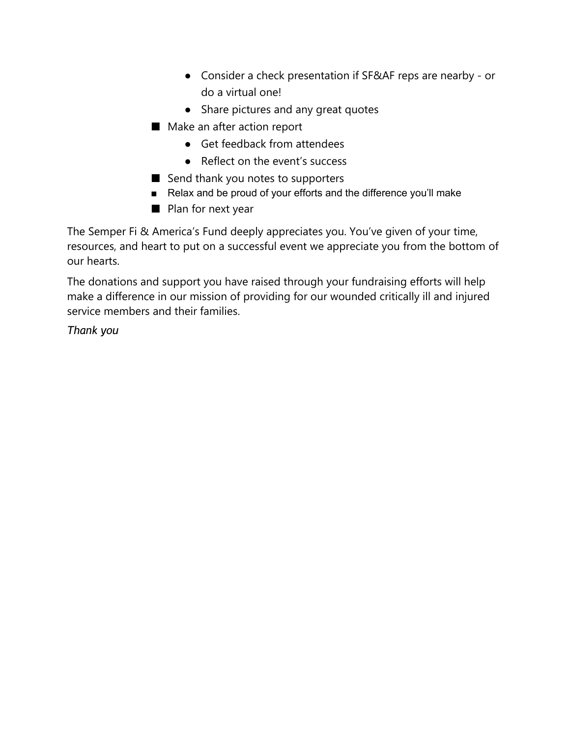- Consider a check presentation if SF&AF reps are nearby - or do a virtual one!
    - Share pictures and any great quotes
- Make an after action report
    - Get feedback from attendees
    - Reflect on the event's success
- Send thank you notes to supporters
- Relax and be proud of your efforts and the difference you'll make
- Plan for next year

The Semper Fi & America's Fund deeply appreciates you. You've given of your time, resources, and heart to put on a successful event we appreciate you from the bottom of our hearts.

The donations and support you have raised through your fundraising efforts will help make a difference in our mission of providing for our wounded critically ill and injured service members and their families.

*Thank you*